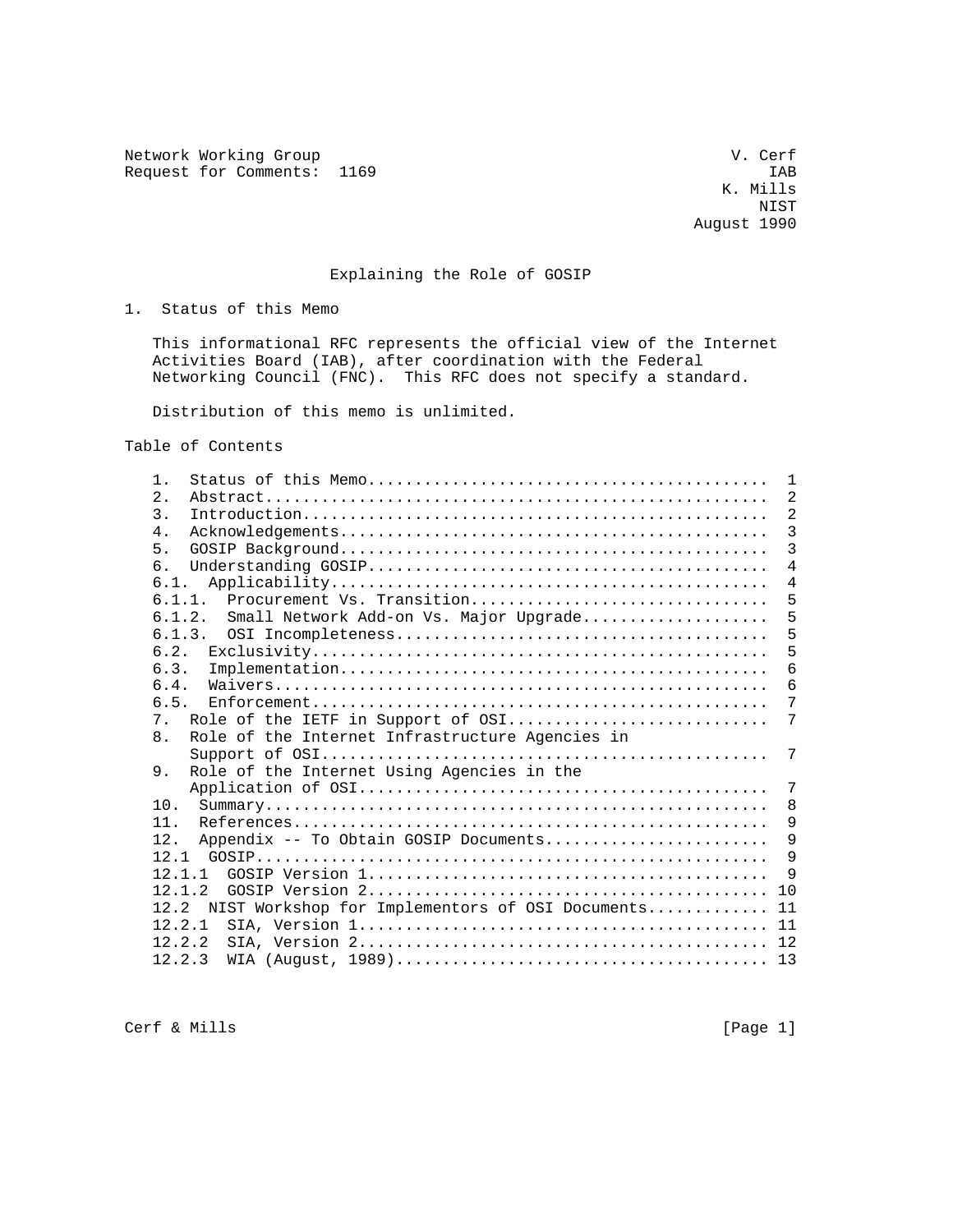Network Working Group                                            V. Cerf
Request for Comments:  1169                                          IAB
                                                                K. Mills
                                                                    NIST
                                                             August 1990

# Explaining the Role of GOSIP

## 1. Status of this Memo

This informational RFC represents the official view of the Internet Activities Board (IAB), after coordination with the Federal Networking Council (FNC). This RFC does not specify a standard.

Distribution of this memo is unlimited.

## Table of Contents

| Section | Page |
| --- | --- |
| 1. Status of this Memo | 1 |
| 2. Abstract | 2 |
| 3. Introduction | 2 |
| 4. Acknowledgements | 3 |
| 5. GOSIP Background | 3 |
| 6. Understanding GOSIP | 4 |
| 6.1. Applicability | 4 |
| 6.1.1. Procurement Vs. Transition | 5 |
| 6.1.2. Small Network Add-on Vs. Major Upgrade | 5 |
| 6.1.3. OSI Incompleteness | 5 |
| 6.2. Exclusivity | 5 |
| 6.3. Implementation | 6 |
| 6.4. Waivers | 6 |
| 6.5. Enforcement | 7 |
| 7. Role of the IETF in Support of OSI | 7 |
| 8. Role of the Internet Infrastructure Agencies in Support of OSI | 7 |
| 9. Role of the Internet Using Agencies in the Application of OSI | 7 |
| 10. Summary | 8 |
| 11. References | 9 |
| 12. Appendix -- To Obtain GOSIP Documents | 9 |
| 12.1 GOSIP | 9 |
| 12.1.1 GOSIP Version 1 | 9 |
| 12.1.2 GOSIP Version 2 | 10 |
| 12.2 NIST Workshop for Implementors of OSI Documents | 11 |
| 12.2.1 SIA, Version 1 | 11 |
| 12.2.2 SIA, Version 2 | 12 |
| 12.2.3 WIA (August, 1989) | 13 |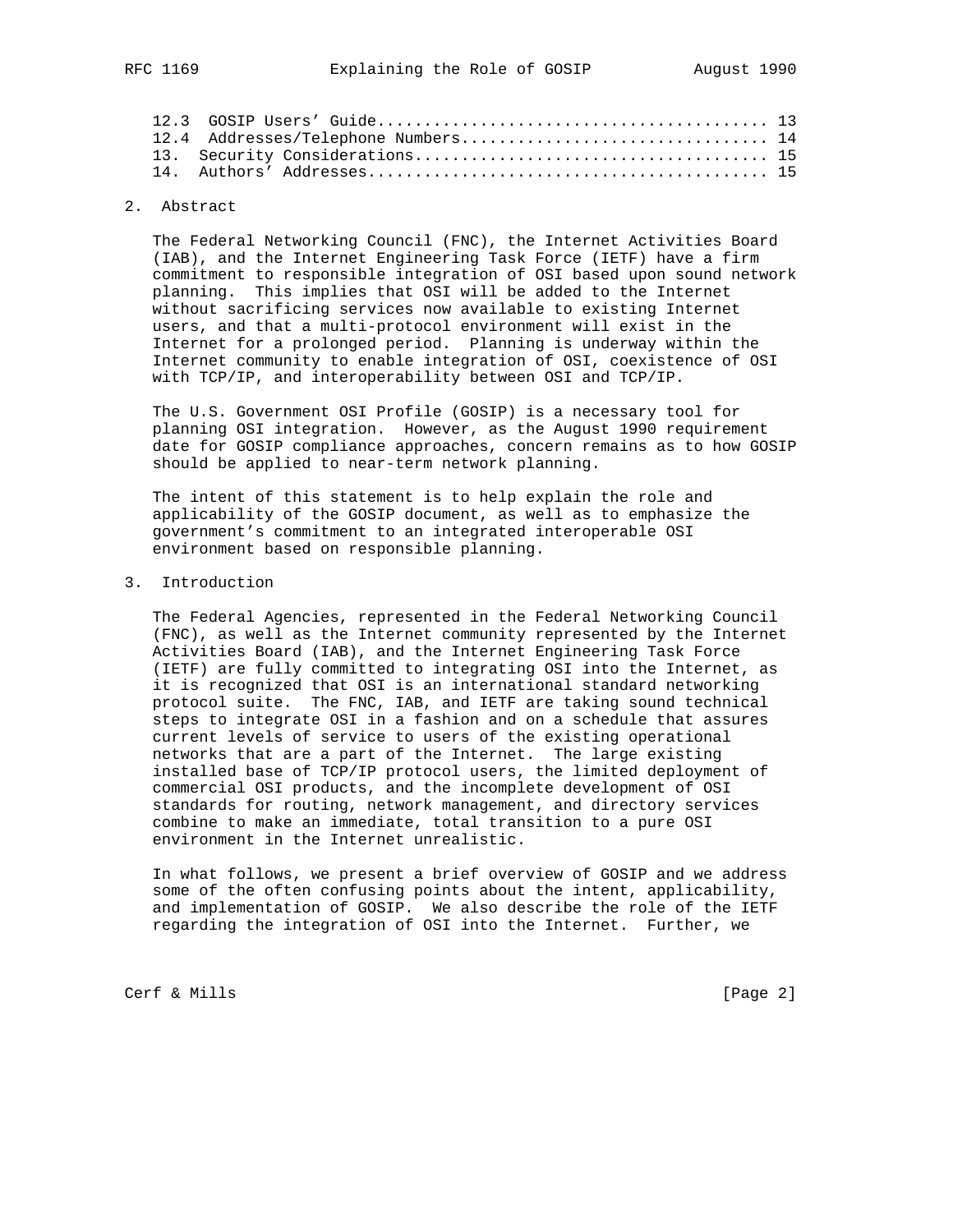12.3 GOSIP Users' Guide......................................... 13
12.4 Addresses/Telephone Numbers................................ 14
13. Security Considerations..................................... 15
14. Authors' Addresses.......................................... 15

## 2. Abstract

The Federal Networking Council (FNC), the Internet Activities Board (IAB), and the Internet Engineering Task Force (IETF) have a firm commitment to responsible integration of OSI based upon sound network planning. This implies that OSI will be added to the Internet without sacrificing services now available to existing Internet users, and that a multi-protocol environment will exist in the Internet for a prolonged period. Planning is underway within the Internet community to enable integration of OSI, coexistence of OSI with TCP/IP, and interoperability between OSI and TCP/IP.

The U.S. Government OSI Profile (GOSIP) is a necessary tool for planning OSI integration. However, as the August 1990 requirement date for GOSIP compliance approaches, concern remains as to how GOSIP should be applied to near-term network planning.

The intent of this statement is to help explain the role and applicability of the GOSIP document, as well as to emphasize the government's commitment to an integrated interoperable OSI environment based on responsible planning.

## 3. Introduction

The Federal Agencies, represented in the Federal Networking Council (FNC), as well as the Internet community represented by the Internet Activities Board (IAB), and the Internet Engineering Task Force (IETF) are fully committed to integrating OSI into the Internet, as it is recognized that OSI is an international standard networking protocol suite. The FNC, IAB, and IETF are taking sound technical steps to integrate OSI in a fashion and on a schedule that assures current levels of service to users of the existing operational networks that are a part of the Internet. The large existing installed base of TCP/IP protocol users, the limited deployment of commercial OSI products, and the incomplete development of OSI standards for routing, network management, and directory services combine to make an immediate, total transition to a pure OSI environment in the Internet unrealistic.

In what follows, we present a brief overview of GOSIP and we address some of the often confusing points about the intent, applicability, and implementation of GOSIP. We also describe the role of the IETF regarding the integration of OSI into the Internet. Further, we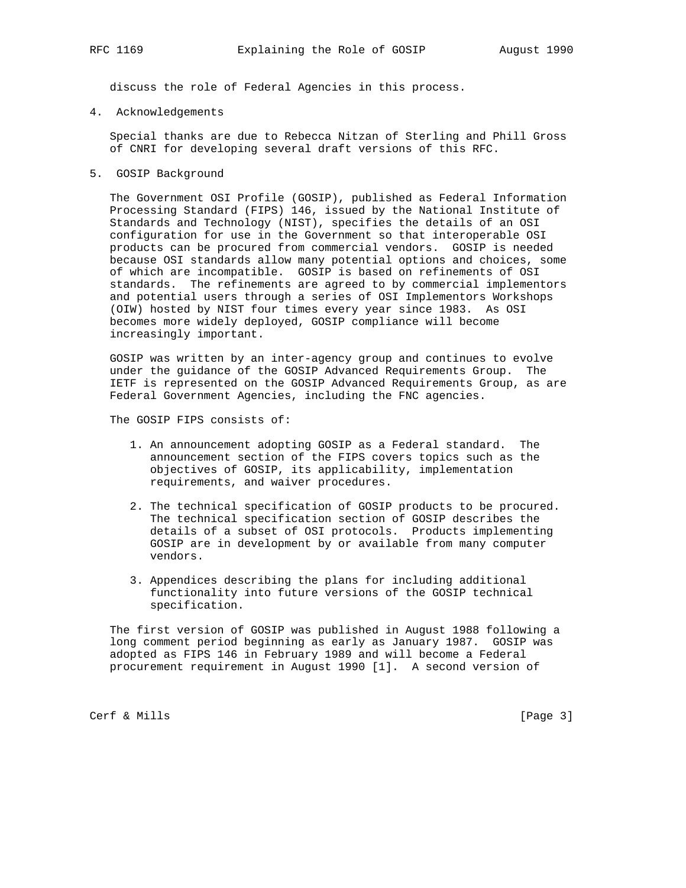discuss the role of Federal Agencies in this process.

## 4. Acknowledgements

Special thanks are due to Rebecca Nitzan of Sterling and Phill Gross of CNRI for developing several draft versions of this RFC.

## 5. GOSIP Background

The Government OSI Profile (GOSIP), published as Federal Information Processing Standard (FIPS) 146, issued by the National Institute of Standards and Technology (NIST), specifies the details of an OSI configuration for use in the Government so that interoperable OSI products can be procured from commercial vendors. GOSIP is needed because OSI standards allow many potential options and choices, some of which are incompatible. GOSIP is based on refinements of OSI standards. The refinements are agreed to by commercial implementors and potential users through a series of OSI Implementors Workshops (OIW) hosted by NIST four times every year since 1983. As OSI becomes more widely deployed, GOSIP compliance will become increasingly important.

GOSIP was written by an inter-agency group and continues to evolve under the guidance of the GOSIP Advanced Requirements Group. The IETF is represented on the GOSIP Advanced Requirements Group, as are Federal Government Agencies, including the FNC agencies.

The GOSIP FIPS consists of:

1. An announcement adopting GOSIP as a Federal standard. The announcement section of the FIPS covers topics such as the objectives of GOSIP, its applicability, implementation requirements, and waiver procedures.

2. The technical specification of GOSIP products to be procured. The technical specification section of GOSIP describes the details of a subset of OSI protocols. Products implementing GOSIP are in development by or available from many computer vendors.

3. Appendices describing the plans for including additional functionality into future versions of the GOSIP technical specification.

The first version of GOSIP was published in August 1988 following a long comment period beginning as early as January 1987. GOSIP was adopted as FIPS 146 in February 1989 and will become a Federal procurement requirement in August 1990 [1]. A second version of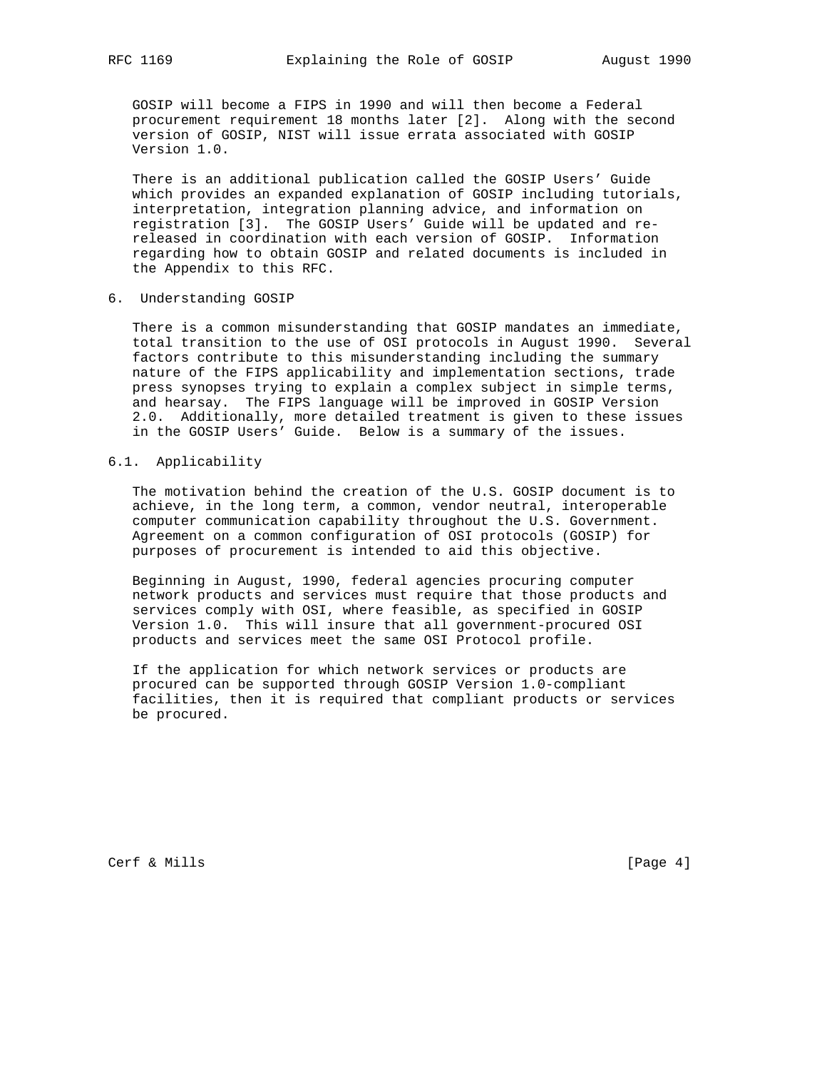GOSIP will become a FIPS in 1990 and will then become a Federal procurement requirement 18 months later [2]. Along with the second version of GOSIP, NIST will issue errata associated with GOSIP Version 1.0.

There is an additional publication called the GOSIP Users' Guide which provides an expanded explanation of GOSIP including tutorials, interpretation, integration planning advice, and information on registration [3]. The GOSIP Users' Guide will be updated and re-released in coordination with each version of GOSIP. Information regarding how to obtain GOSIP and related documents is included in the Appendix to this RFC.

## 6. Understanding GOSIP

There is a common misunderstanding that GOSIP mandates an immediate, total transition to the use of OSI protocols in August 1990. Several factors contribute to this misunderstanding including the summary nature of the FIPS applicability and implementation sections, trade press synopses trying to explain a complex subject in simple terms, and hearsay. The FIPS language will be improved in GOSIP Version 2.0. Additionally, more detailed treatment is given to these issues in the GOSIP Users' Guide. Below is a summary of the issues.

### 6.1. Applicability

The motivation behind the creation of the U.S. GOSIP document is to achieve, in the long term, a common, vendor neutral, interoperable computer communication capability throughout the U.S. Government. Agreement on a common configuration of OSI protocols (GOSIP) for purposes of procurement is intended to aid this objective.

Beginning in August, 1990, federal agencies procuring computer network products and services must require that those products and services comply with OSI, where feasible, as specified in GOSIP Version 1.0. This will insure that all government-procured OSI products and services meet the same OSI Protocol profile.

If the application for which network services or products are procured can be supported through GOSIP Version 1.0-compliant facilities, then it is required that compliant products or services be procured.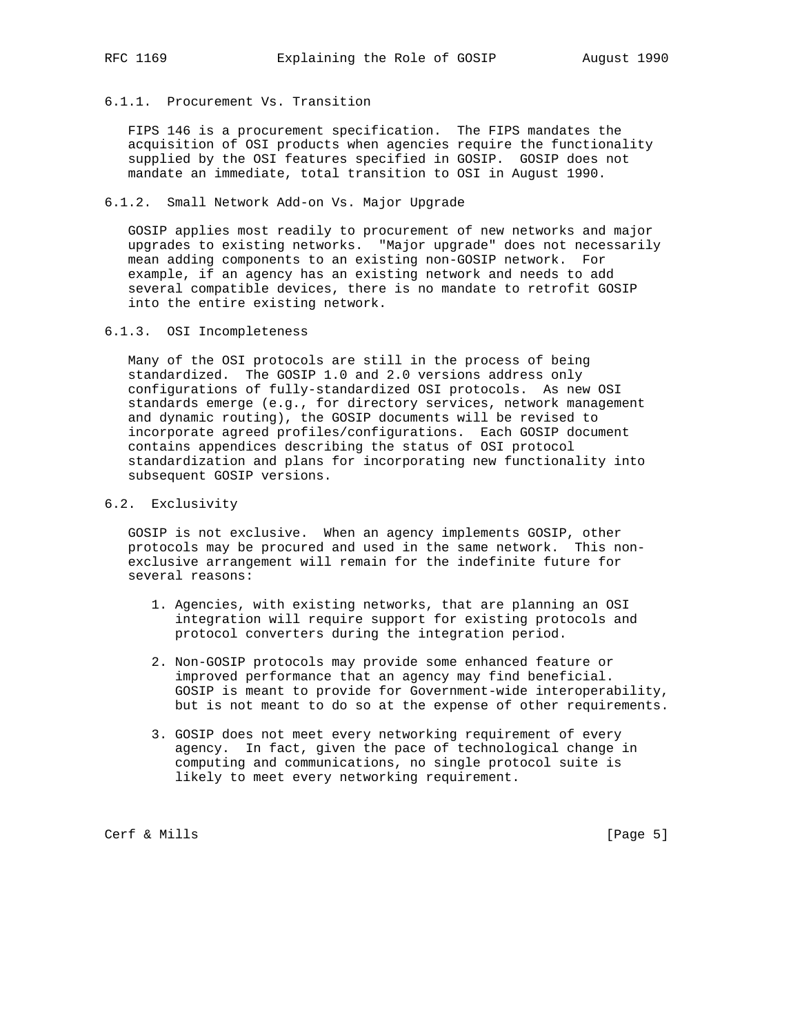#### 6.1.1. Procurement Vs. Transition

FIPS 146 is a procurement specification. The FIPS mandates the acquisition of OSI products when agencies require the functionality supplied by the OSI features specified in GOSIP. GOSIP does not mandate an immediate, total transition to OSI in August 1990.

#### 6.1.2. Small Network Add-on Vs. Major Upgrade

GOSIP applies most readily to procurement of new networks and major upgrades to existing networks. "Major upgrade" does not necessarily mean adding components to an existing non-GOSIP network. For example, if an agency has an existing network and needs to add several compatible devices, there is no mandate to retrofit GOSIP into the entire existing network.

#### 6.1.3. OSI Incompleteness

Many of the OSI protocols are still in the process of being standardized. The GOSIP 1.0 and 2.0 versions address only configurations of fully-standardized OSI protocols. As new OSI standards emerge (e.g., for directory services, network management and dynamic routing), the GOSIP documents will be revised to incorporate agreed profiles/configurations. Each GOSIP document contains appendices describing the status of OSI protocol standardization and plans for incorporating new functionality into subsequent GOSIP versions.

### 6.2. Exclusivity

GOSIP is not exclusive. When an agency implements GOSIP, other protocols may be procured and used in the same network. This non-exclusive arrangement will remain for the indefinite future for several reasons:

1. Agencies, with existing networks, that are planning an OSI integration will require support for existing protocols and protocol converters during the integration period.

2. Non-GOSIP protocols may provide some enhanced feature or improved performance that an agency may find beneficial. GOSIP is meant to provide for Government-wide interoperability, but is not meant to do so at the expense of other requirements.

3. GOSIP does not meet every networking requirement of every agency. In fact, given the pace of technological change in computing and communications, no single protocol suite is likely to meet every networking requirement.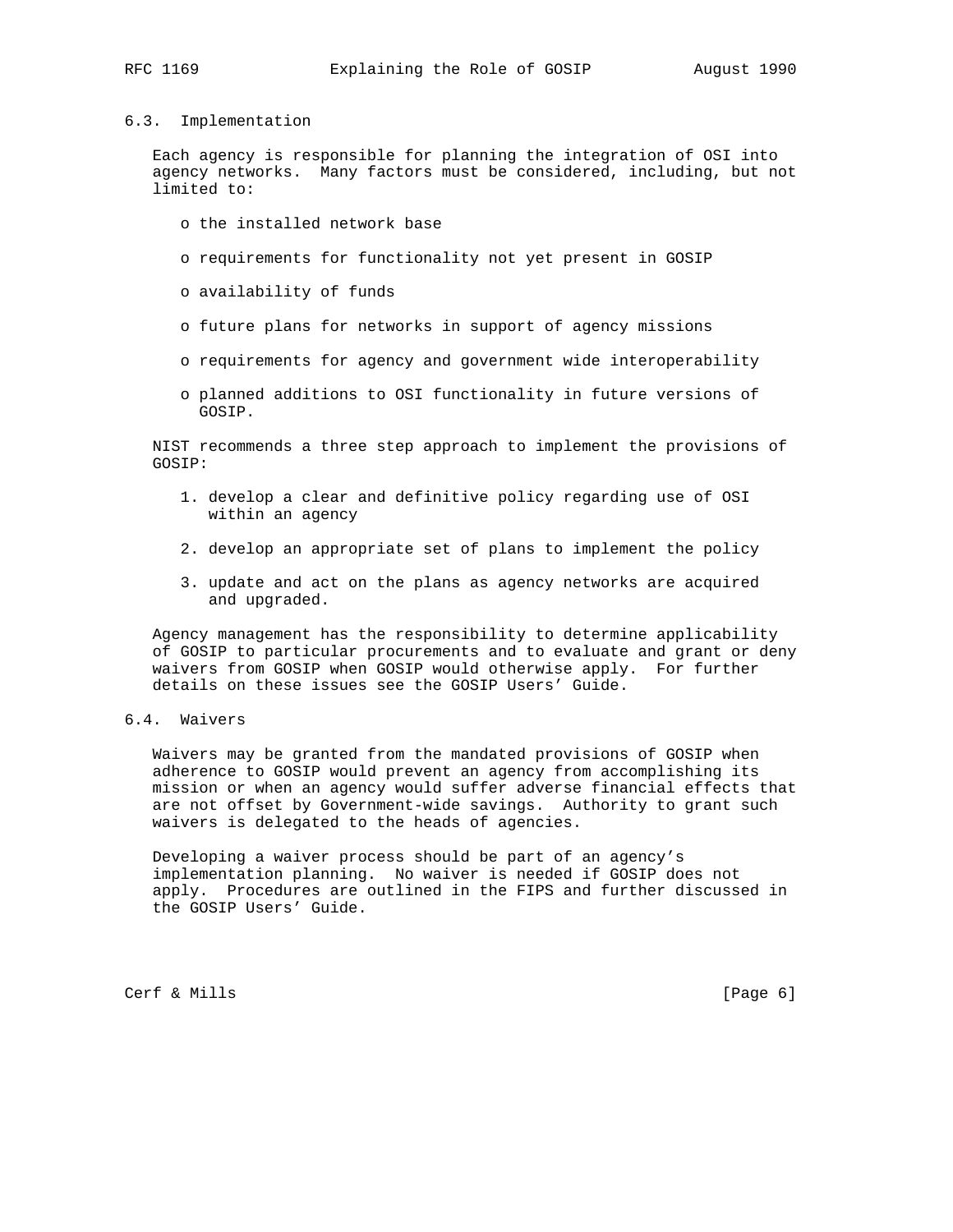## 6.3. Implementation

Each agency is responsible for planning the integration of OSI into agency networks. Many factors must be considered, including, but not limited to:

- the installed network base
- requirements for functionality not yet present in GOSIP
- availability of funds
- future plans for networks in support of agency missions
- requirements for agency and government wide interoperability
- planned additions to OSI functionality in future versions of GOSIP.

NIST recommends a three step approach to implement the provisions of GOSIP:

1. develop a clear and definitive policy regarding use of OSI within an agency
2. develop an appropriate set of plans to implement the policy
3. update and act on the plans as agency networks are acquired and upgraded.

Agency management has the responsibility to determine applicability of GOSIP to particular procurements and to evaluate and grant or deny waivers from GOSIP when GOSIP would otherwise apply. For further details on these issues see the GOSIP Users' Guide.

## 6.4. Waivers

Waivers may be granted from the mandated provisions of GOSIP when adherence to GOSIP would prevent an agency from accomplishing its mission or when an agency would suffer adverse financial effects that are not offset by Government-wide savings. Authority to grant such waivers is delegated to the heads of agencies.

Developing a waiver process should be part of an agency's implementation planning. No waiver is needed if GOSIP does not apply. Procedures are outlined in the FIPS and further discussed in the GOSIP Users' Guide.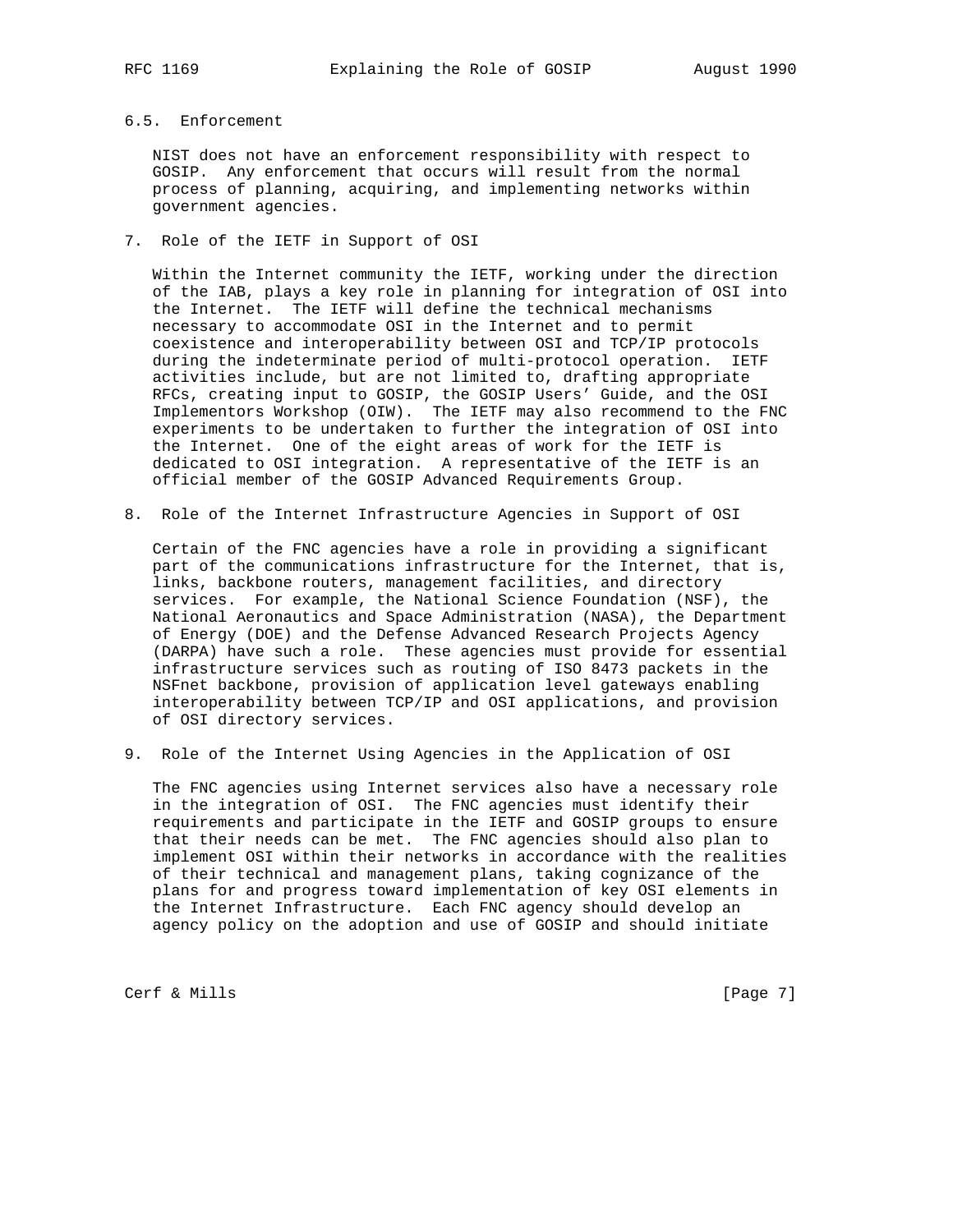### 6.5. Enforcement

NIST does not have an enforcement responsibility with respect to GOSIP. Any enforcement that occurs will result from the normal process of planning, acquiring, and implementing networks within government agencies.

## 7. Role of the IETF in Support of OSI

Within the Internet community the IETF, working under the direction of the IAB, plays a key role in planning for integration of OSI into the Internet. The IETF will define the technical mechanisms necessary to accommodate OSI in the Internet and to permit coexistence and interoperability between OSI and TCP/IP protocols during the indeterminate period of multi-protocol operation. IETF activities include, but are not limited to, drafting appropriate RFCs, creating input to GOSIP, the GOSIP Users' Guide, and the OSI Implementors Workshop (OIW). The IETF may also recommend to the FNC experiments to be undertaken to further the integration of OSI into the Internet. One of the eight areas of work for the IETF is dedicated to OSI integration. A representative of the IETF is an official member of the GOSIP Advanced Requirements Group.

## 8. Role of the Internet Infrastructure Agencies in Support of OSI

Certain of the FNC agencies have a role in providing a significant part of the communications infrastructure for the Internet, that is, links, backbone routers, management facilities, and directory services. For example, the National Science Foundation (NSF), the National Aeronautics and Space Administration (NASA), the Department of Energy (DOE) and the Defense Advanced Research Projects Agency (DARPA) have such a role. These agencies must provide for essential infrastructure services such as routing of ISO 8473 packets in the NSFnet backbone, provision of application level gateways enabling interoperability between TCP/IP and OSI applications, and provision of OSI directory services.

## 9. Role of the Internet Using Agencies in the Application of OSI

The FNC agencies using Internet services also have a necessary role in the integration of OSI. The FNC agencies must identify their requirements and participate in the IETF and GOSIP groups to ensure that their needs can be met. The FNC agencies should also plan to implement OSI within their networks in accordance with the realities of their technical and management plans, taking cognizance of the plans for and progress toward implementation of key OSI elements in the Internet Infrastructure. Each FNC agency should develop an agency policy on the adoption and use of GOSIP and should initiate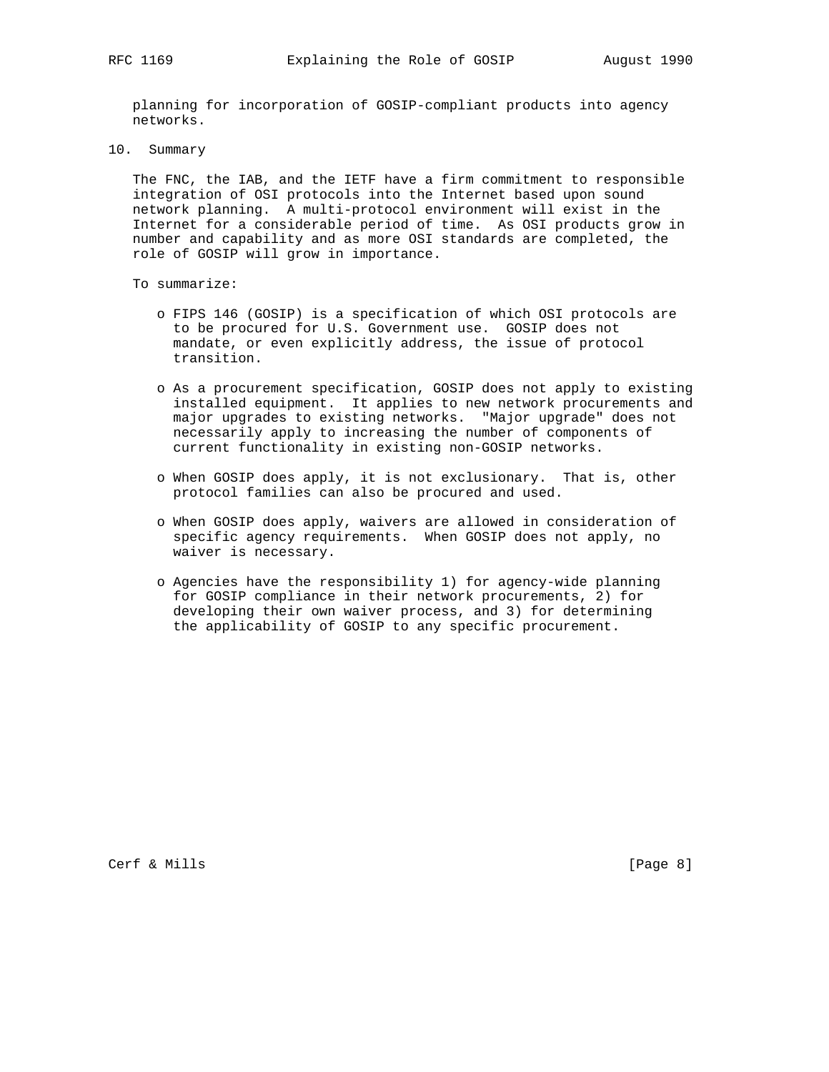planning for incorporation of GOSIP-compliant products into agency networks.

## 10. Summary

The FNC, the IAB, and the IETF have a firm commitment to responsible integration of OSI protocols into the Internet based upon sound network planning. A multi-protocol environment will exist in the Internet for a considerable period of time. As OSI products grow in number and capability and as more OSI standards are completed, the role of GOSIP will grow in importance.

To summarize:

- FIPS 146 (GOSIP) is a specification of which OSI protocols are to be procured for U.S. Government use. GOSIP does not mandate, or even explicitly address, the issue of protocol transition.

- As a procurement specification, GOSIP does not apply to existing installed equipment. It applies to new network procurements and major upgrades to existing networks. "Major upgrade" does not necessarily apply to increasing the number of components of current functionality in existing non-GOSIP networks.

- When GOSIP does apply, it is not exclusionary. That is, other protocol families can also be procured and used.

- When GOSIP does apply, waivers are allowed in consideration of specific agency requirements. When GOSIP does not apply, no waiver is necessary.

- Agencies have the responsibility 1) for agency-wide planning for GOSIP compliance in their network procurements, 2) for developing their own waiver process, and 3) for determining the applicability of GOSIP to any specific procurement.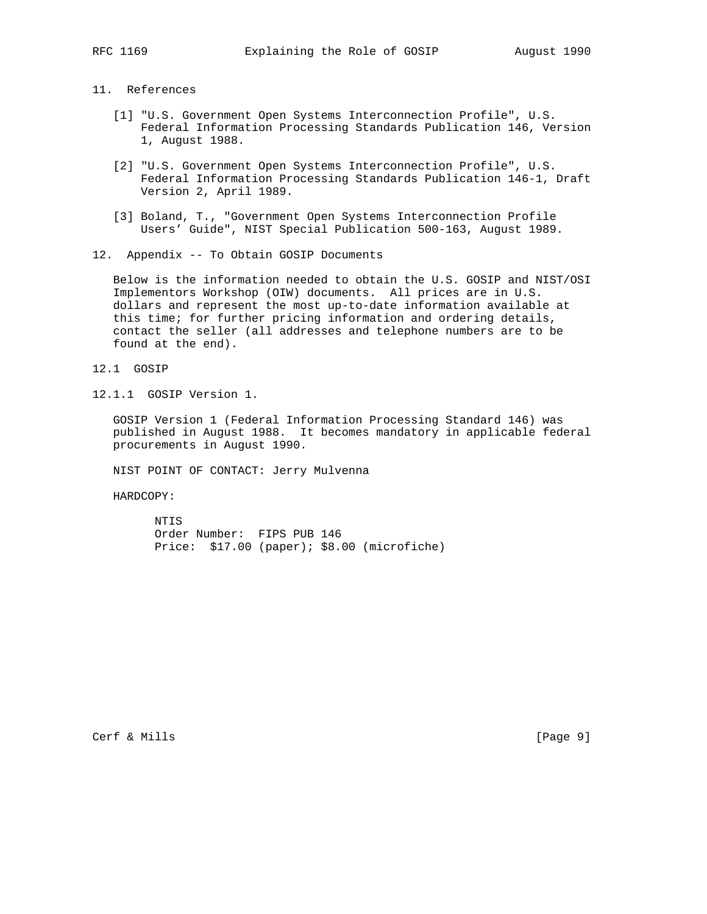## 11. References

[1] "U.S. Government Open Systems Interconnection Profile", U.S. Federal Information Processing Standards Publication 146, Version 1, August 1988.

[2] "U.S. Government Open Systems Interconnection Profile", U.S. Federal Information Processing Standards Publication 146-1, Draft Version 2, April 1989.

[3] Boland, T., "Government Open Systems Interconnection Profile Users' Guide", NIST Special Publication 500-163, August 1989.

## 12. Appendix -- To Obtain GOSIP Documents

Below is the information needed to obtain the U.S. GOSIP and NIST/OSI Implementors Workshop (OIW) documents. All prices are in U.S. dollars and represent the most up-to-date information available at this time; for further pricing information and ordering details, contact the seller (all addresses and telephone numbers are to be found at the end).

### 12.1 GOSIP

#### 12.1.1 GOSIP Version 1.

GOSIP Version 1 (Federal Information Processing Standard 146) was published in August 1988. It becomes mandatory in applicable federal procurements in August 1990.

NIST POINT OF CONTACT: Jerry Mulvenna

HARDCOPY:

```
NTIS
Order Number:  FIPS PUB 146
Price:  $17.00 (paper); $8.00 (microfiche)
```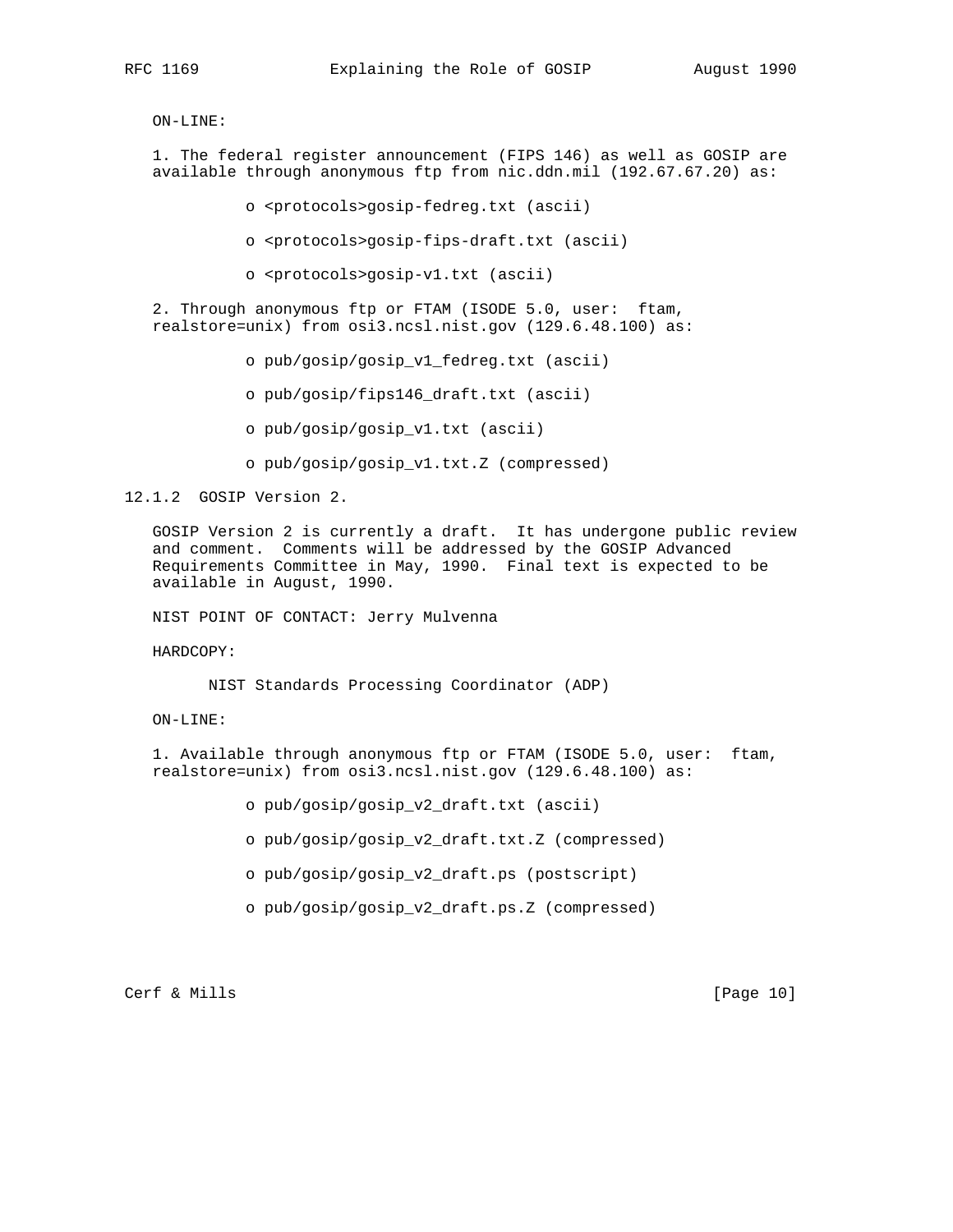ON-LINE:

1. The federal register announcement (FIPS 146) as well as GOSIP are available through anonymous ftp from nic.ddn.mil (192.67.67.20) as:

  - <protocols>gosip-fedreg.txt (ascii)
  - <protocols>gosip-fips-draft.txt (ascii)
  - <protocols>gosip-v1.txt (ascii)

2. Through anonymous ftp or FTAM (ISODE 5.0, user: ftam, realstore=unix) from osi3.ncsl.nist.gov (129.6.48.100) as:

  - pub/gosip/gosip_v1_fedreg.txt (ascii)
  - pub/gosip/fips146_draft.txt (ascii)
  - pub/gosip/gosip_v1.txt (ascii)
  - pub/gosip/gosip_v1.txt.Z (compressed)

### 12.1.2 GOSIP Version 2.

GOSIP Version 2 is currently a draft. It has undergone public review and comment. Comments will be addressed by the GOSIP Advanced Requirements Committee in May, 1990. Final text is expected to be available in August, 1990.

NIST POINT OF CONTACT: Jerry Mulvenna

HARDCOPY:

NIST Standards Processing Coordinator (ADP)

ON-LINE:

1. Available through anonymous ftp or FTAM (ISODE 5.0, user: ftam, realstore=unix) from osi3.ncsl.nist.gov (129.6.48.100) as:

  - pub/gosip/gosip_v2_draft.txt (ascii)
  - pub/gosip/gosip_v2_draft.txt.Z (compressed)
  - pub/gosip/gosip_v2_draft.ps (postscript)
  - pub/gosip/gosip_v2_draft.ps.Z (compressed)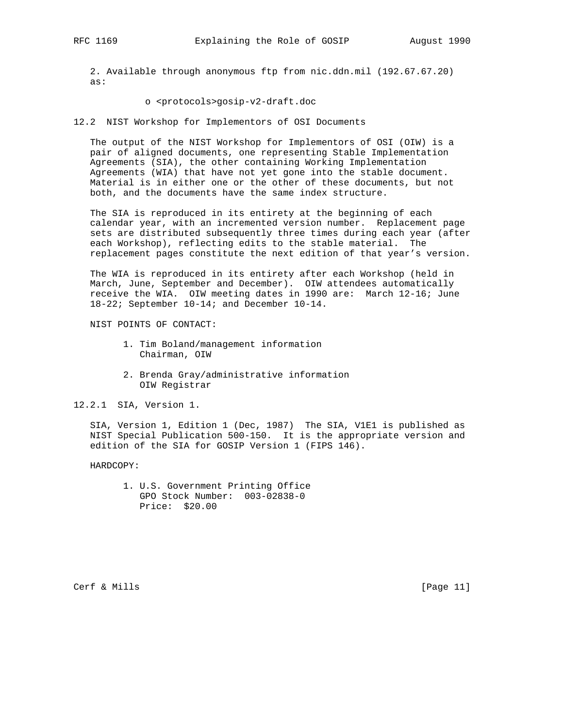2. Available through anonymous ftp from nic.ddn.mil (192.67.67.20) as:

   o <protocols>gosip-v2-draft.doc

### 12.2 NIST Workshop for Implementors of OSI Documents

The output of the NIST Workshop for Implementors of OSI (OIW) is a pair of aligned documents, one representing Stable Implementation Agreements (SIA), the other containing Working Implementation Agreements (WIA) that have not yet gone into the stable document. Material is in either one or the other of these documents, but not both, and the documents have the same index structure.

The SIA is reproduced in its entirety at the beginning of each calendar year, with an incremented version number. Replacement page sets are distributed subsequently three times during each year (after each Workshop), reflecting edits to the stable material. The replacement pages constitute the next edition of that year's version.

The WIA is reproduced in its entirety after each Workshop (held in March, June, September and December). OIW attendees automatically receive the WIA. OIW meeting dates in 1990 are: March 12-16; June 18-22; September 10-14; and December 10-14.

NIST POINTS OF CONTACT:

1. Tim Boland/management information
   Chairman, OIW

2. Brenda Gray/administrative information
   OIW Registrar

#### 12.2.1 SIA, Version 1.

SIA, Version 1, Edition 1 (Dec, 1987) The SIA, V1E1 is published as NIST Special Publication 500-150. It is the appropriate version and edition of the SIA for GOSIP Version 1 (FIPS 146).

HARDCOPY:

1. U.S. Government Printing Office
   GPO Stock Number: 003-02838-0
   Price: $20.00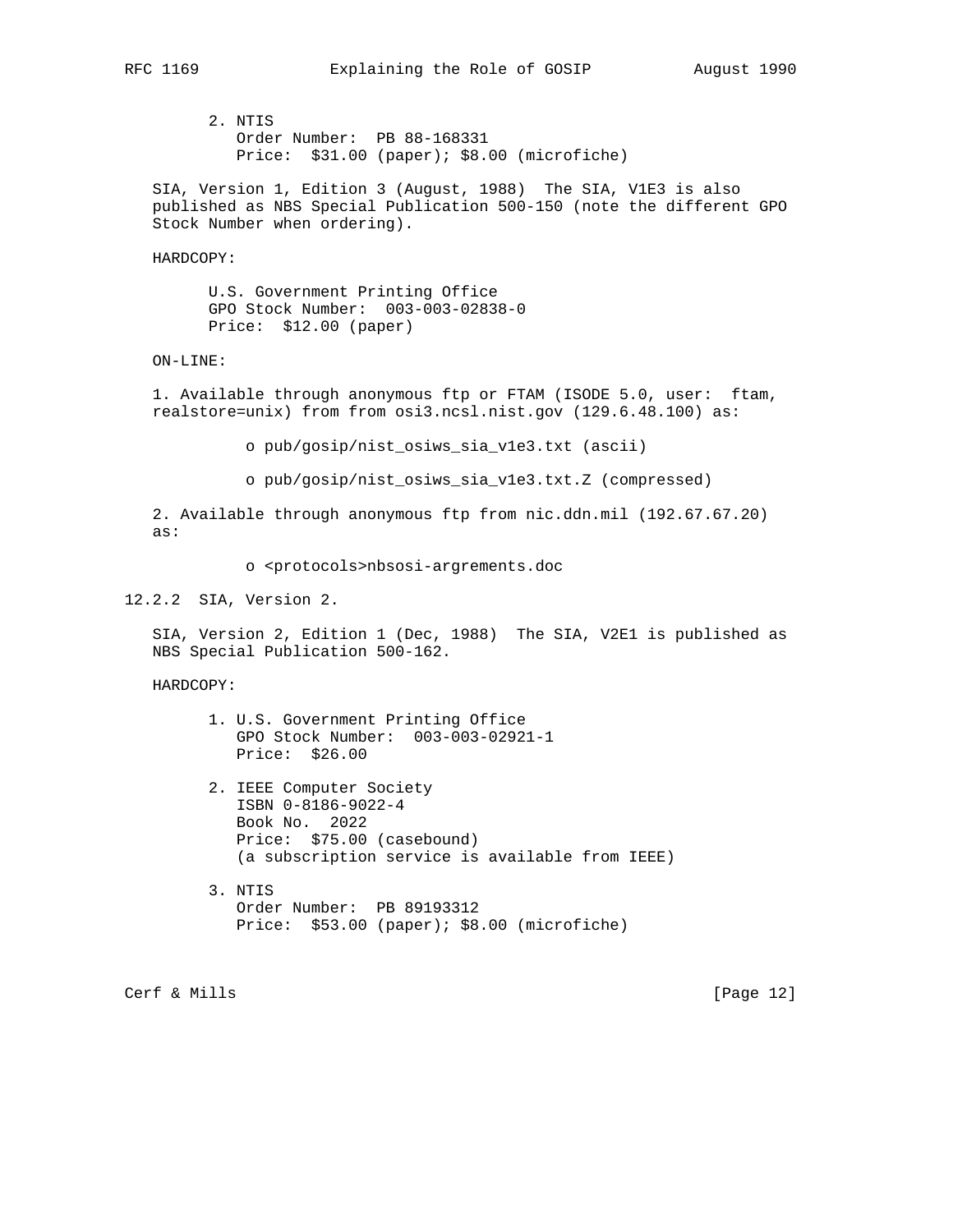2. NTIS
   Order Number: PB 88-168331
   Price: $31.00 (paper); $8.00 (microfiche)

SIA, Version 1, Edition 3 (August, 1988) The SIA, V1E3 is also published as NBS Special Publication 500-150 (note the different GPO Stock Number when ordering).

HARDCOPY:

U.S. Government Printing Office
GPO Stock Number: 003-003-02838-0
Price: $12.00 (paper)

ON-LINE:

1. Available through anonymous ftp or FTAM (ISODE 5.0, user: ftam, realstore=unix) from from osi3.ncsl.nist.gov (129.6.48.100) as:

   - pub/gosip/nist_osiws_sia_v1e3.txt (ascii)
   - pub/gosip/nist_osiws_sia_v1e3.txt.Z (compressed)

2. Available through anonymous ftp from nic.ddn.mil (192.67.67.20) as:

   - <protocols>nbsosi-argrements.doc

### 12.2.2 SIA, Version 2.

SIA, Version 2, Edition 1 (Dec, 1988) The SIA, V2E1 is published as NBS Special Publication 500-162.

HARDCOPY:

1. U.S. Government Printing Office
   GPO Stock Number: 003-003-02921-1
   Price: $26.00

2. IEEE Computer Society
   ISBN 0-8186-9022-4
   Book No. 2022
   Price: $75.00 (casebound)
   (a subscription service is available from IEEE)

3. NTIS
   Order Number: PB 89193312
   Price: $53.00 (paper); $8.00 (microfiche)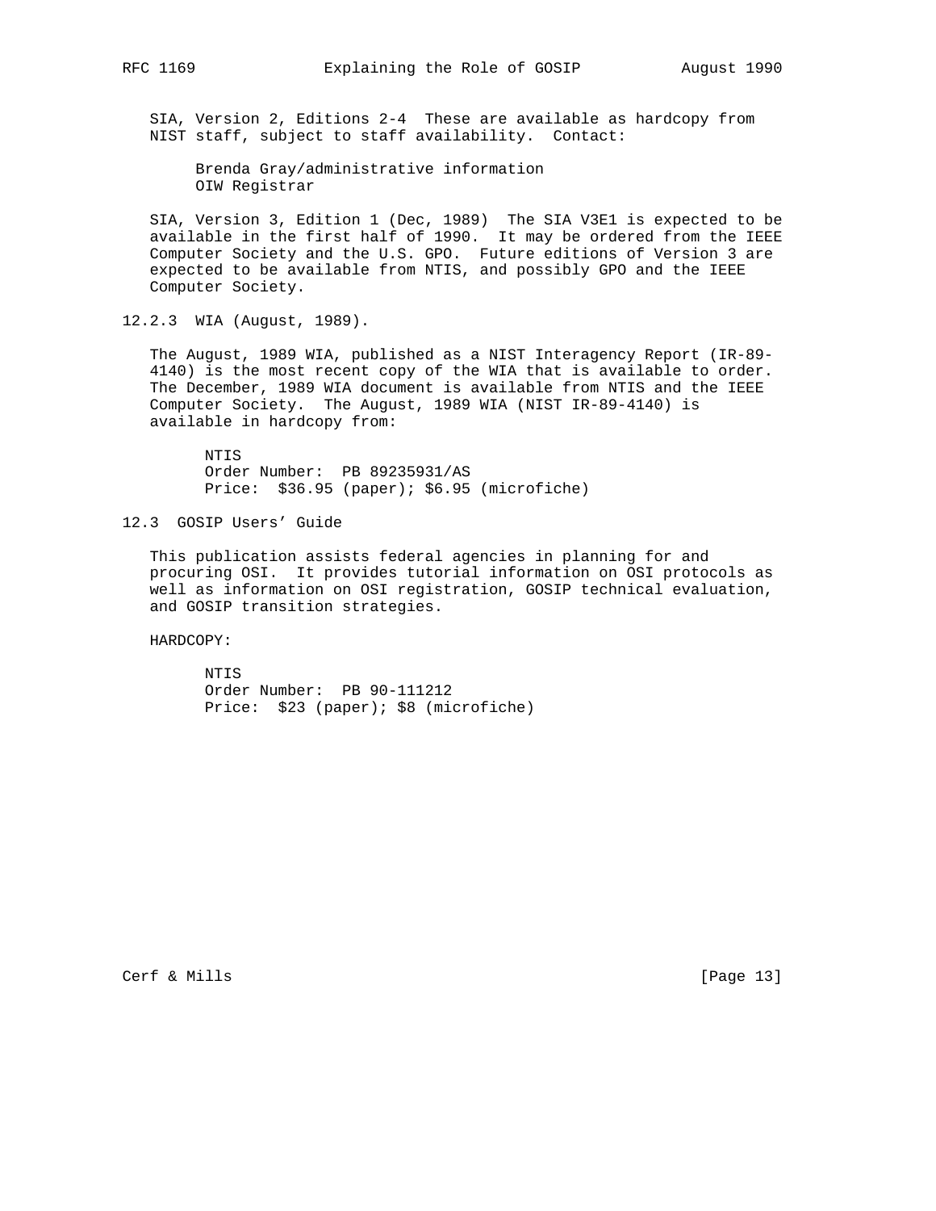SIA, Version 2, Editions 2-4 These are available as hardcopy from NIST staff, subject to staff availability. Contact:

Brenda Gray/administrative information
OIW Registrar

SIA, Version 3, Edition 1 (Dec, 1989) The SIA V3E1 is expected to be available in the first half of 1990. It may be ordered from the IEEE Computer Society and the U.S. GPO. Future editions of Version 3 are expected to be available from NTIS, and possibly GPO and the IEEE Computer Society.

### 12.2.3 WIA (August, 1989).

The August, 1989 WIA, published as a NIST Interagency Report (IR-89-4140) is the most recent copy of the WIA that is available to order. The December, 1989 WIA document is available from NTIS and the IEEE Computer Society. The August, 1989 WIA (NIST IR-89-4140) is available in hardcopy from:

NTIS
Order Number: PB 89235931/AS
Price: $36.95 (paper); $6.95 (microfiche)

## 12.3 GOSIP Users' Guide

This publication assists federal agencies in planning for and procuring OSI. It provides tutorial information on OSI protocols as well as information on OSI registration, GOSIP technical evaluation, and GOSIP transition strategies.

HARDCOPY:

NTIS
Order Number: PB 90-111212
Price: $23 (paper); $8 (microfiche)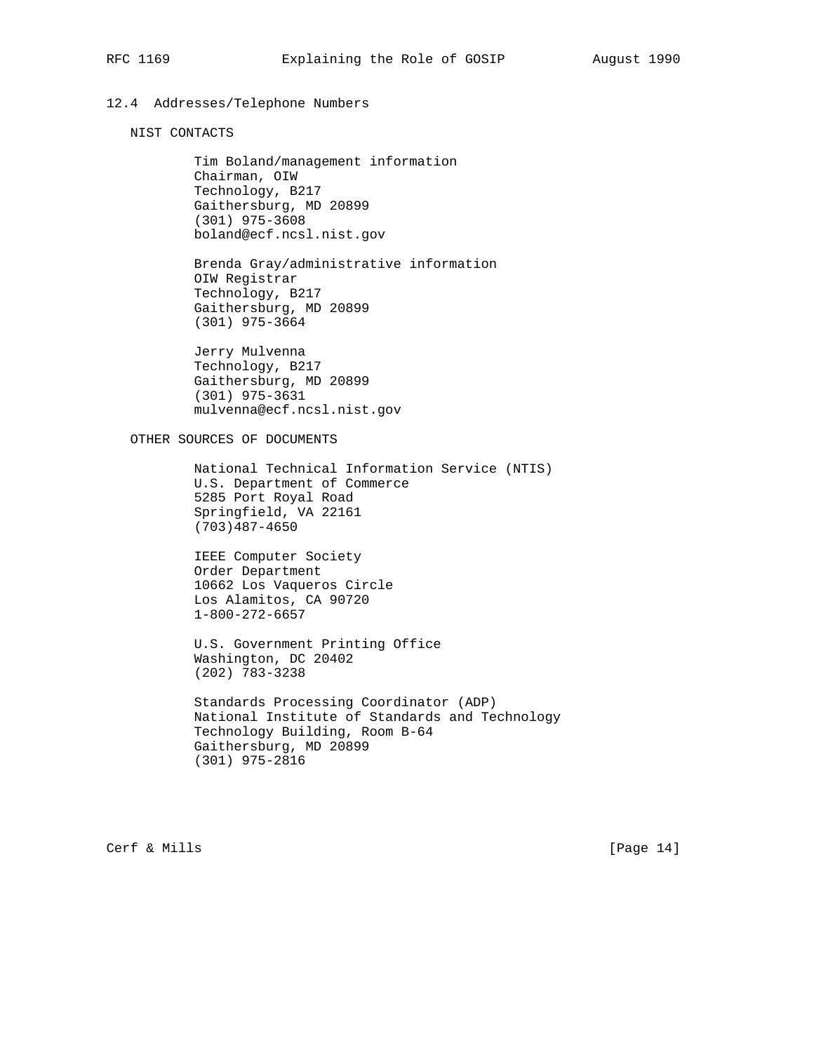## 12.4 Addresses/Telephone Numbers

NIST CONTACTS

Tim Boland/management information
Chairman, OIW
Technology, B217
Gaithersburg, MD 20899
(301) 975-3608
boland@ecf.ncsl.nist.gov

Brenda Gray/administrative information
OIW Registrar
Technology, B217
Gaithersburg, MD 20899
(301) 975-3664

Jerry Mulvenna
Technology, B217
Gaithersburg, MD 20899
(301) 975-3631
mulvenna@ecf.ncsl.nist.gov

OTHER SOURCES OF DOCUMENTS

National Technical Information Service (NTIS)
U.S. Department of Commerce
5285 Port Royal Road
Springfield, VA 22161
(703)487-4650

IEEE Computer Society
Order Department
10662 Los Vaqueros Circle
Los Alamitos, CA 90720
1-800-272-6657

U.S. Government Printing Office
Washington, DC 20402
(202) 783-3238

Standards Processing Coordinator (ADP)
National Institute of Standards and Technology
Technology Building, Room B-64
Gaithersburg, MD 20899
(301) 975-2816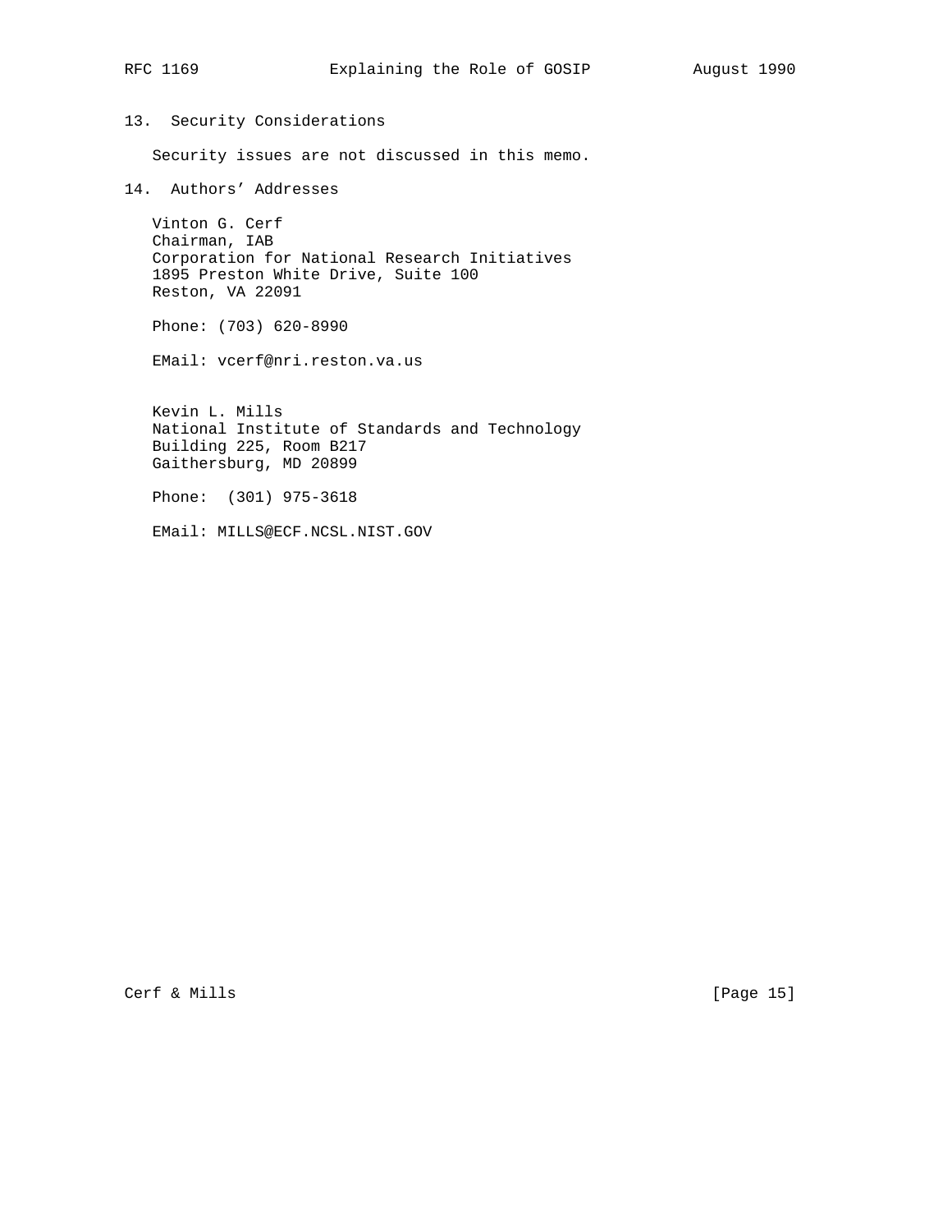## 13. Security Considerations

Security issues are not discussed in this memo.

## 14. Authors' Addresses

Vinton G. Cerf
Chairman, IAB
Corporation for National Research Initiatives
1895 Preston White Drive, Suite 100
Reston, VA 22091

Phone: (703) 620-8990

EMail: vcerf@nri.reston.va.us

Kevin L. Mills
National Institute of Standards and Technology
Building 225, Room B217
Gaithersburg, MD 20899

Phone: (301) 975-3618

EMail: MILLS@ECF.NCSL.NIST.GOV